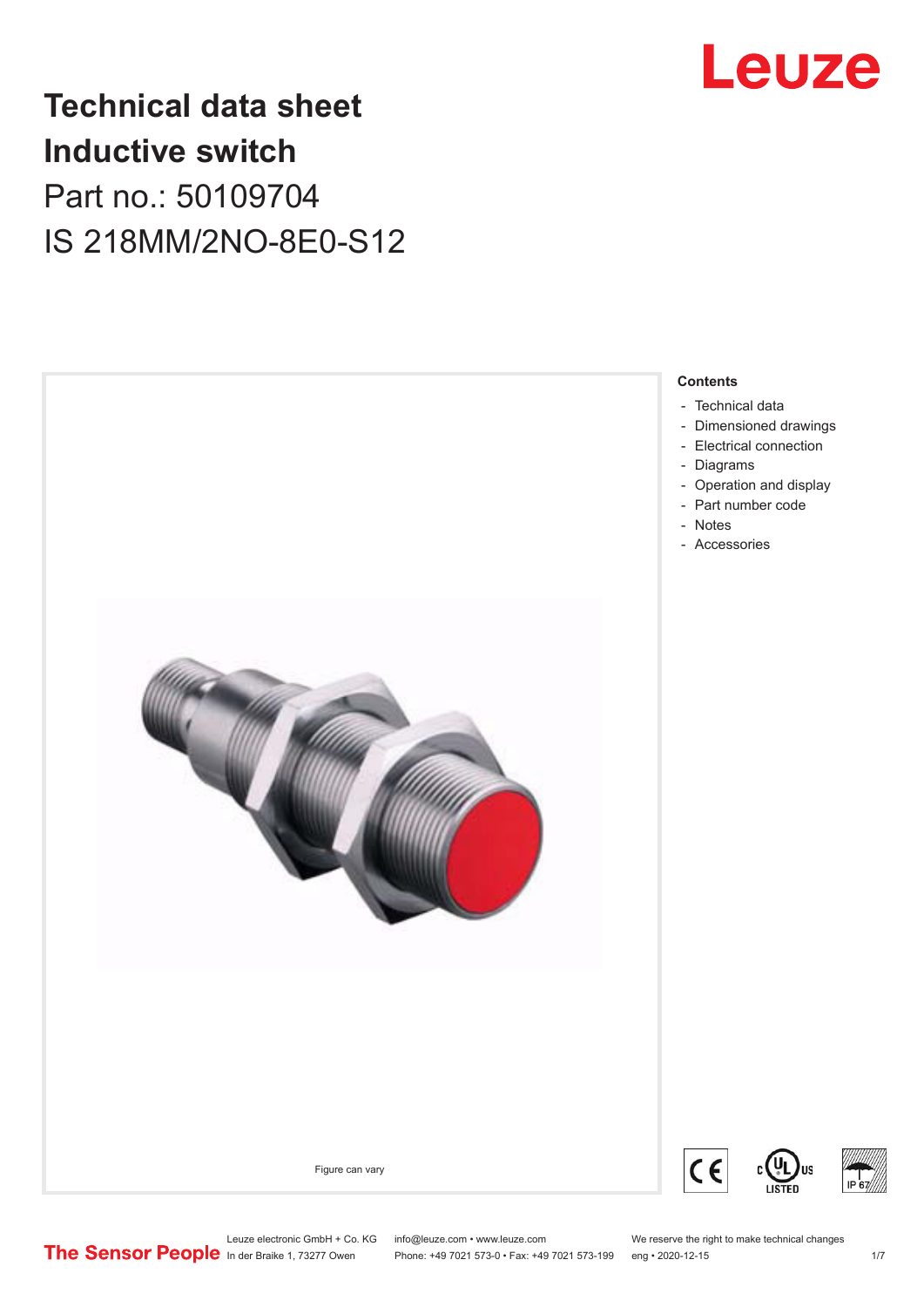# Technical data sheet
# Inductive switch

Part no.: 50109704

IS 218MM/2NO-8E0-S12

Figure can vary

**Contents**

- Technical data
- Dimensioned drawings
- Electrical connection
- Diagrams
- Operation and display
- Part number code
- Notes
- Accessories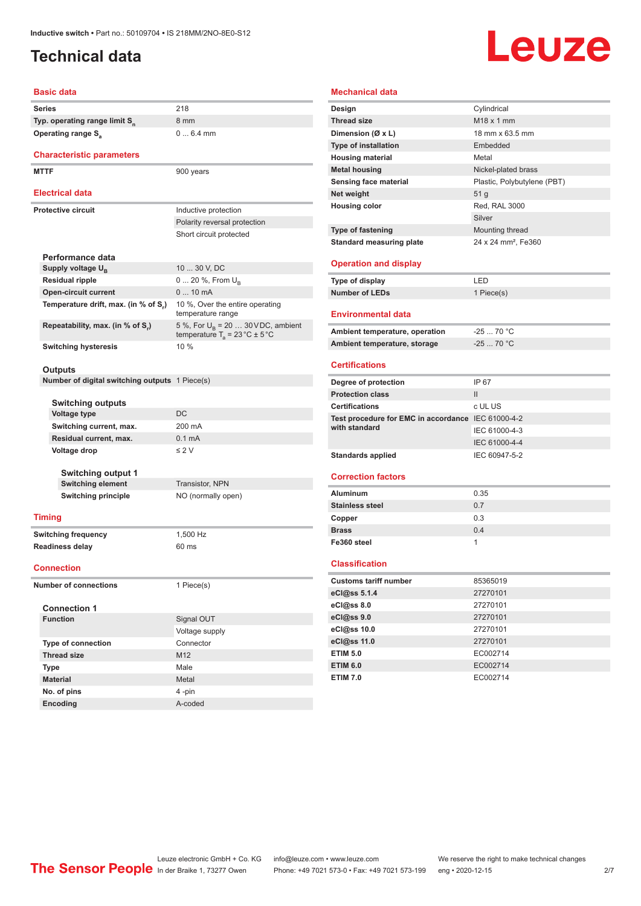# Technical data

## Basic data

| | |
|---|---|
| Series | 218 |
| Typ. operating range limit $S_n$ | 8 mm |
| Operating range $S_a$ | 0 ... 6.4 mm |

## Characteristic parameters

| | |
|---|---|
| MTTF | 900 years |

## Electrical data

| | |
|---|---|
| Protective circuit | Inductive protection |
| | Polarity reversal protection |
| | Short circuit protected |

### Performance data

| | |
|---|---|
| Supply voltage $U_B$ | 10 ... 30 V, DC |
| Residual ripple | 0 ... 20 %, From $U_B$ |
| Open-circuit current | 0 ... 10 mA |
| Temperature drift, max. (in % of $S_r$) | 10 %, Over the entire operating temperature range |
| Repeatability, max. (in % of $S_r$) | 5 %, For $U_B$ = 20 … 30 V DC, ambient temperature $T_a$ = 23 °C ± 5 °C |
| Switching hysteresis | 10 % |

### Outputs

| | |
|---|---|
| Number of digital switching outputs | 1 Piece(s) |

#### Switching outputs

| | |
|---|---|
| Voltage type | DC |
| Switching current, max. | 200 mA |
| Residual current, max. | 0.1 mA |
| Voltage drop | ≤ 2 V |

##### Switching output 1

| | |
|---|---|
| Switching element | Transistor, NPN |
| Switching principle | NO (normally open) |

## Timing

| | |
|---|---|
| Switching frequency | 1,500 Hz |
| Readiness delay | 60 ms |

## Connection

| | |
|---|---|
| Number of connections | 1 Piece(s) |

### Connection 1

| | |
|---|---|
| Function | Signal OUT |
| | Voltage supply |
| Type of connection | Connector |
| Thread size | M12 |
| Type | Male |
| Material | Metal |
| No. of pins | 4 -pin |
| Encoding | A-coded |

## Mechanical data

| | |
|---|---|
| Design | Cylindrical |
| Thread size | M18 x 1 mm |
| Dimension (Ø x L) | 18 mm x 63.5 mm |
| Type of installation | Embedded |
| Housing material | Metal |
| Metal housing | Nickel-plated brass |
| Sensing face material | Plastic, Polybutylene (PBT) |
| Net weight | 51 g |
| Housing color | Red, RAL 3000 |
| | Silver |
| Type of fastening | Mounting thread |
| Standard measuring plate | 24 x 24 mm², Fe360 |

## Operation and display

| | |
|---|---|
| Type of display | LED |
| Number of LEDs | 1 Piece(s) |

## Environmental data

| | |
|---|---|
| Ambient temperature, operation | -25 ... 70 °C |
| Ambient temperature, storage | -25 ... 70 °C |

## Certifications

| | |
|---|---|
| Degree of protection | IP 67 |
| Protection class | II |
| Certifications | c UL US |
| Test procedure for EMC in accordance with standard | IEC 61000-4-2 |
| | IEC 61000-4-3 |
| | IEC 61000-4-4 |
| Standards applied | IEC 60947-5-2 |

## Correction factors

| | |
|---|---|
| Aluminum | 0.35 |
| Stainless steel | 0.7 |
| Copper | 0.3 |
| Brass | 0.4 |
| Fe360 steel | 1 |

## Classification

| | |
|---|---|
| Customs tariff number | 85365019 |
| eCl@ss 5.1.4 | 27270101 |
| eCl@ss 8.0 | 27270101 |
| eCl@ss 9.0 | 27270101 |
| eCl@ss 10.0 | 27270101 |
| eCl@ss 11.0 | 27270101 |
| ETIM 5.0 | EC002714 |
| ETIM 6.0 | EC002714 |
| ETIM 7.0 | EC002714 |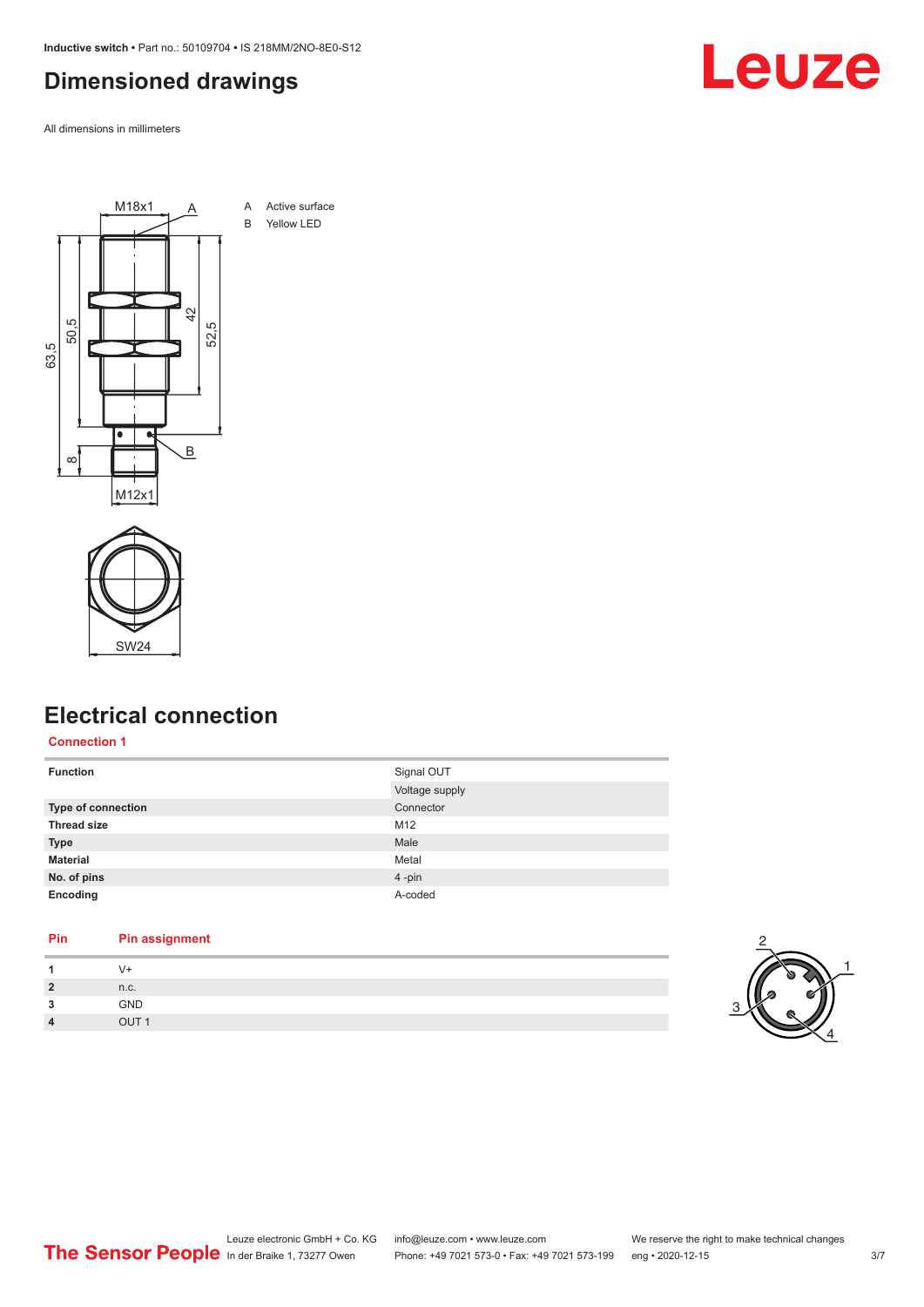# Dimensioned drawings

All dimensions in millimeters

A Active surface
B Yellow LED

# Electrical connection

## Connection 1

| | |
|---|---|
| **Function** | Signal OUT<br>Voltage supply |
| **Type of connection** | Connector |
| **Thread size** | M12 |
| **Type** | Male |
| **Material** | Metal |
| **No. of pins** | 4 -pin |
| **Encoding** | A-coded |

| Pin | Pin assignment |
|---|---|
| **1** | V+ |
| **2** | n.c. |
| **3** | GND |
| **4** | OUT 1 |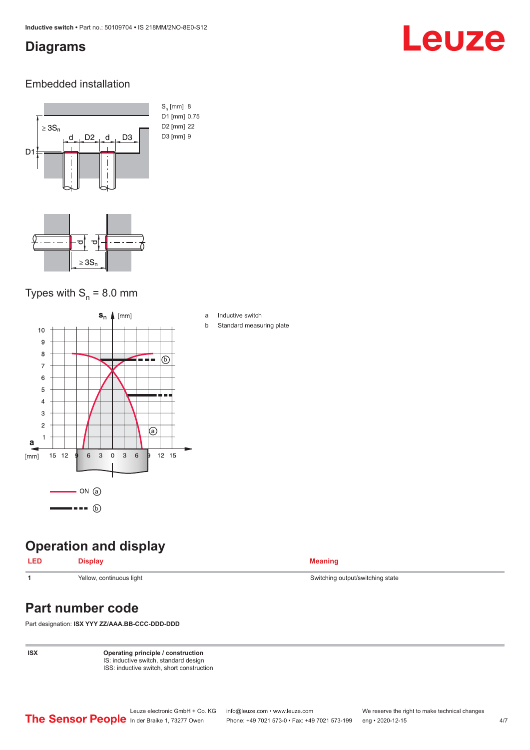## Diagrams

### Embedded installation

| | |
|---|---|
| $S_n$ [mm] | 8 |
| D1 [mm] | 0.75 |
| D2 [mm] | 22 |
| D3 [mm] | 9 |

### Types with $S_n$ = 8.0 mm

a Inductive switch

b Standard measuring plate

## Operation and display

| LED | Display | Meaning |
|---|---|---|
| 1 | Yellow, continuous light | Switching output/switching state |

## Part number code

Part designation: **ISX YYY ZZ/AAA.BB-CCC-DDD-DDD**

| | |
|---|---|
| ISX | **Operating principle / construction**<br>IS: inductive switch, standard design<br>ISS: inductive switch, short construction |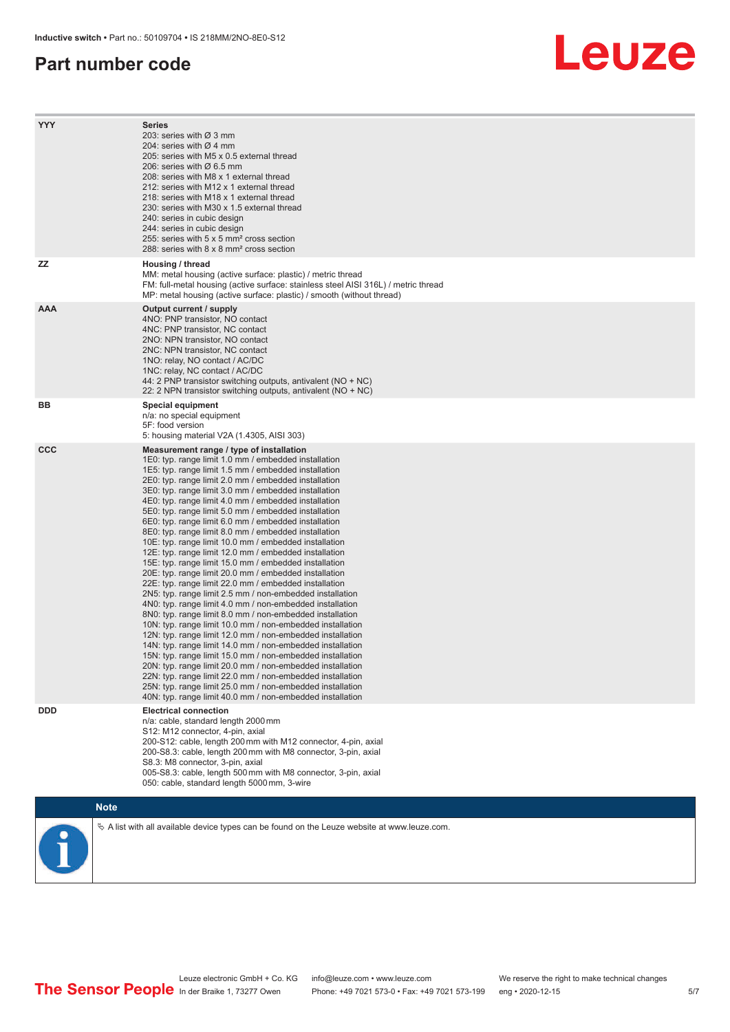# Part number code

| | |
|---|---|
| YYY | **Series**<br>203: series with Ø 3 mm<br>204: series with Ø 4 mm<br>205: series with M5 x 0.5 external thread<br>206: series with Ø 6.5 mm<br>208: series with M8 x 1 external thread<br>212: series with M12 x 1 external thread<br>218: series with M18 x 1 external thread<br>230: series with M30 x 1.5 external thread<br>240: series in cubic design<br>244: series in cubic design<br>255: series with 5 x 5 mm² cross section<br>288: series with 8 x 8 mm² cross section |
| ZZ | **Housing / thread**<br>MM: metal housing (active surface: plastic) / metric thread<br>FM: full-metal housing (active surface: stainless steel AISI 316L) / metric thread<br>MP: metal housing (active surface: plastic) / smooth (without thread) |
| AAA | **Output current / supply**<br>4NO: PNP transistor, NO contact<br>4NC: PNP transistor, NC contact<br>2NO: NPN transistor, NO contact<br>2NC: NPN transistor, NC contact<br>1NO: relay, NO contact / AC/DC<br>1NC: relay, NC contact / AC/DC<br>44: 2 PNP transistor switching outputs, antivalent (NO + NC)<br>22: 2 NPN transistor switching outputs, antivalent (NO + NC) |
| BB | **Special equipment**<br>n/a: no special equipment<br>5F: food version<br>5: housing material V2A (1.4305, AISI 303) |
| CCC | **Measurement range / type of installation**<br>1E0: typ. range limit 1.0 mm / embedded installation<br>1E5: typ. range limit 1.5 mm / embedded installation<br>2E0: typ. range limit 2.0 mm / embedded installation<br>3E0: typ. range limit 3.0 mm / embedded installation<br>4E0: typ. range limit 4.0 mm / embedded installation<br>5E0: typ. range limit 5.0 mm / embedded installation<br>6E0: typ. range limit 6.0 mm / embedded installation<br>8E0: typ. range limit 8.0 mm / embedded installation<br>10E: typ. range limit 10.0 mm / embedded installation<br>12E: typ. range limit 12.0 mm / embedded installation<br>15E: typ. range limit 15.0 mm / embedded installation<br>20E: typ. range limit 20.0 mm / embedded installation<br>22E: typ. range limit 22.0 mm / embedded installation<br>2N5: typ. range limit 2.5 mm / non-embedded installation<br>4N0: typ. range limit 4.0 mm / non-embedded installation<br>8N0: typ. range limit 8.0 mm / non-embedded installation<br>10N: typ. range limit 10.0 mm / non-embedded installation<br>12N: typ. range limit 12.0 mm / non-embedded installation<br>14N: typ. range limit 14.0 mm / non-embedded installation<br>15N: typ. range limit 15.0 mm / non-embedded installation<br>20N: typ. range limit 20.0 mm / non-embedded installation<br>22N: typ. range limit 22.0 mm / non-embedded installation<br>25N: typ. range limit 25.0 mm / non-embedded installation<br>40N: typ. range limit 40.0 mm / non-embedded installation |
| DDD | **Electrical connection**<br>n/a: cable, standard length 2000 mm<br>S12: M12 connector, 4-pin, axial<br>200-S12: cable, length 200 mm with M12 connector, 4-pin, axial<br>200-S8.3: cable, length 200 mm with M8 connector, 3-pin, axial<br>S8.3: M8 connector, 3-pin, axial<br>005-S8.3: cable, length 500 mm with M8 connector, 3-pin, axial<br>050: cable, standard length 5000 mm, 3-wire |

**Note**

↳ A list with all available device types can be found on the Leuze website at www.leuze.com.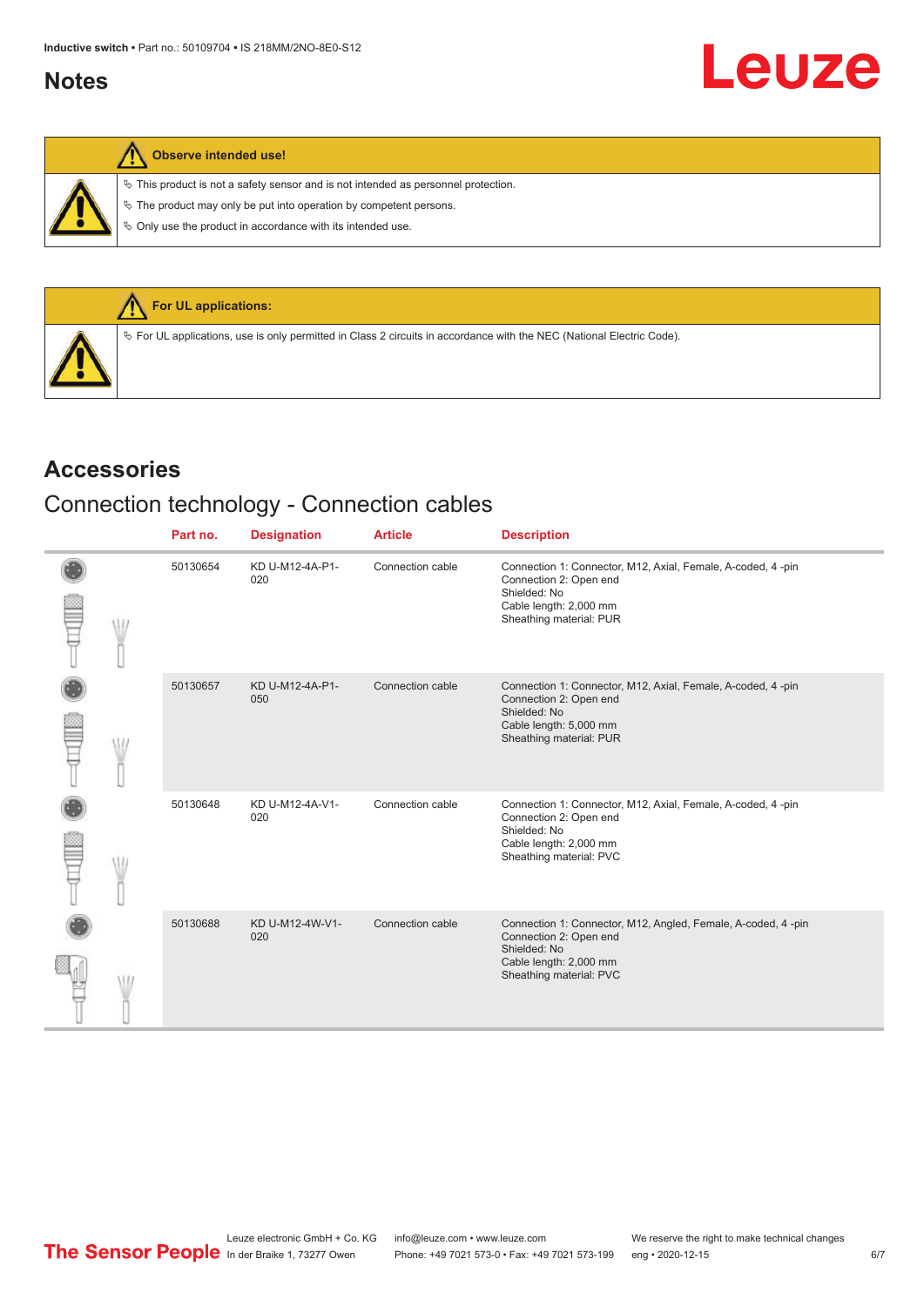## Notes

**Observe intended use!**

- This product is not a safety sensor and is not intended as personnel protection.
- The product may only be put into operation by competent persons.
- Only use the product in accordance with its intended use.

**For UL applications:**

- For UL applications, use is only permitted in Class 2 circuits in accordance with the NEC (National Electric Code).

## Accessories

### Connection technology - Connection cables

| | Part no. | Designation | Article | Description |
|---|---|---|---|---|
| | 50130654 | KD U-M12-4A-P1-020 | Connection cable | Connection 1: Connector, M12, Axial, Female, A-coded, 4 -pin<br>Connection 2: Open end<br>Shielded: No<br>Cable length: 2,000 mm<br>Sheathing material: PUR |
| | 50130657 | KD U-M12-4A-P1-050 | Connection cable | Connection 1: Connector, M12, Axial, Female, A-coded, 4 -pin<br>Connection 2: Open end<br>Shielded: No<br>Cable length: 5,000 mm<br>Sheathing material: PUR |
| | 50130648 | KD U-M12-4A-V1-020 | Connection cable | Connection 1: Connector, M12, Axial, Female, A-coded, 4 -pin<br>Connection 2: Open end<br>Shielded: No<br>Cable length: 2,000 mm<br>Sheathing material: PVC |
| | 50130688 | KD U-M12-4W-V1-020 | Connection cable | Connection 1: Connector, M12, Angled, Female, A-coded, 4 -pin<br>Connection 2: Open end<br>Shielded: No<br>Cable length: 2,000 mm<br>Sheathing material: PVC |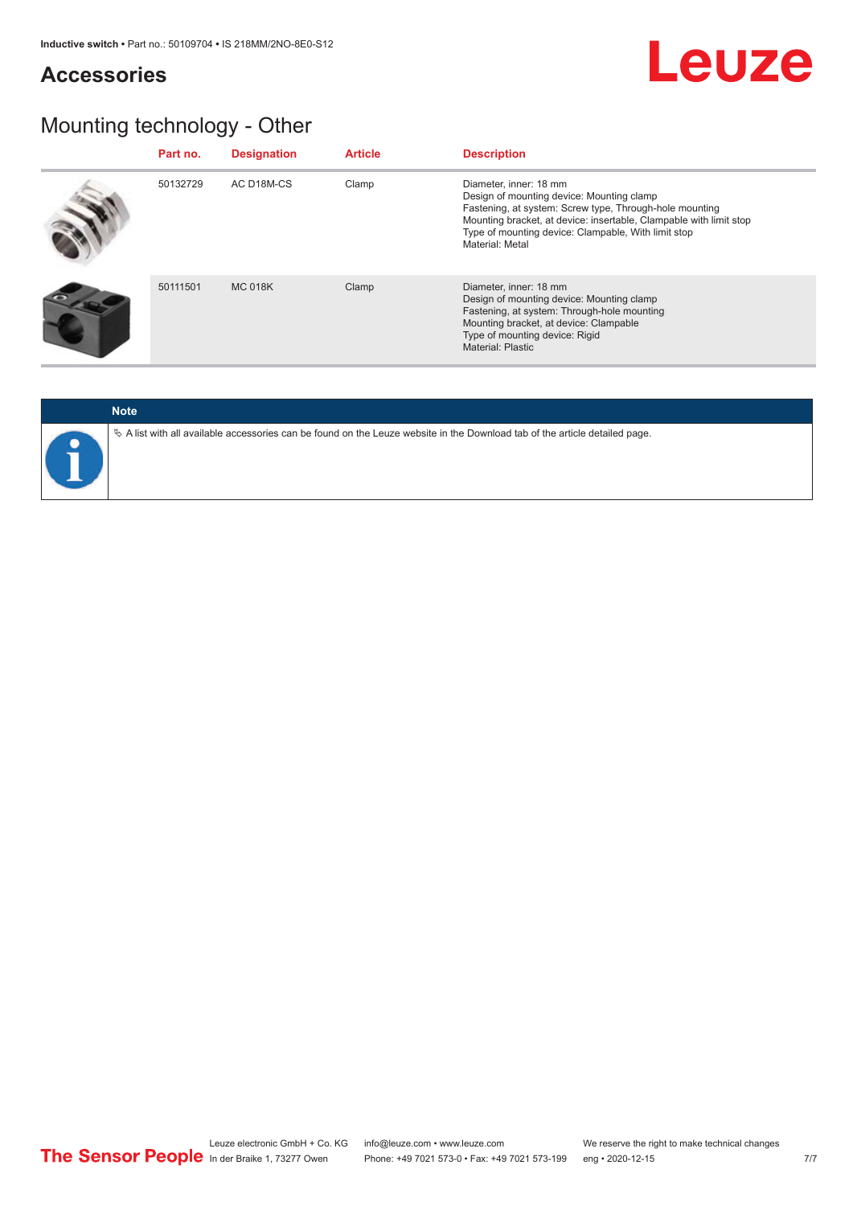## Accessories

### Mounting technology - Other

| | Part no. | Designation | Article | Description |
|---|---|---|---|---|
| | 50132729 | AC D18M-CS | Clamp | Diameter, inner: 18 mm<br>Design of mounting device: Mounting clamp<br>Fastening, at system: Screw type, Through-hole mounting<br>Mounting bracket, at device: insertable, Clampable with limit stop<br>Type of mounting device: Clampable, With limit stop<br>Material: Metal |
| | 50111501 | MC 018K | Clamp | Diameter, inner: 18 mm<br>Design of mounting device: Mounting clamp<br>Fastening, at system: Through-hole mounting<br>Mounting bracket, at device: Clampable<br>Type of mounting device: Rigid<br>Material: Plastic |

**Note**

↳ A list with all available accessories can be found on the Leuze website in the Download tab of the article detailed page.